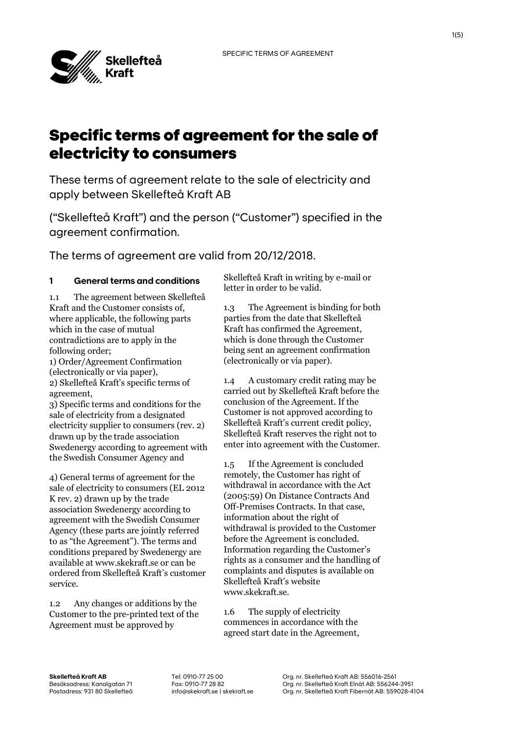SPECIFIC TERMS OF AGREEMENT

# Specific terms of agreement for the sale of electricity to consumers

These terms of agreement relate to the sale of electricity and apply between Skellefteå Kraft AB

("Skellefteå Kraft") and the person ("Customer") specified in the agreement confirmation.

The terms of agreement are valid from 20/12/2018.

## 1 General terms and conditions

1.1 The agreement between Skellefteå Kraft and the Customer consists of, where applicable, the following parts which in the case of mutual contradictions are to apply in the following order;
1) Order/Agreement Confirmation (electronically or via paper),
2) Skellefteå Kraft's specific terms of agreement,
3) Specific terms and conditions for the sale of electricity from a designated electricity supplier to consumers (rev. 2) drawn up by the trade association Swedenergy according to agreement with the Swedish Consumer Agency and

4) General terms of agreement for the sale of electricity to consumers (EL 2012 K rev. 2) drawn up by the trade association Swedenergy according to agreement with the Swedish Consumer Agency (these parts are jointly referred to as "the Agreement"). The terms and conditions prepared by Swedenergy are available at www.skekraft.se or can be ordered from Skellefteå Kraft's customer service.

1.2 Any changes or additions by the Customer to the pre-printed text of the Agreement must be approved by Skellefteå Kraft in writing by e-mail or letter in order to be valid.

1.3 The Agreement is binding for both parties from the date that Skellefteå Kraft has confirmed the Agreement, which is done through the Customer being sent an agreement confirmation (electronically or via paper).

1.4 A customary credit rating may be carried out by Skellefteå Kraft before the conclusion of the Agreement. If the Customer is not approved according to Skellefteå Kraft's current credit policy, Skellefteå Kraft reserves the right not to enter into agreement with the Customer.

1.5 If the Agreement is concluded remotely, the Customer has right of withdrawal in accordance with the Act (2005:59) On Distance Contracts And Off-Premises Contracts. In that case, information about the right of withdrawal is provided to the Customer before the Agreement is concluded. Information regarding the Customer's rights as a consumer and the handling of complaints and disputes is available on Skellefteå Kraft's website www.skekraft.se.

1.6 The supply of electricity commences in accordance with the agreed start date in the Agreement,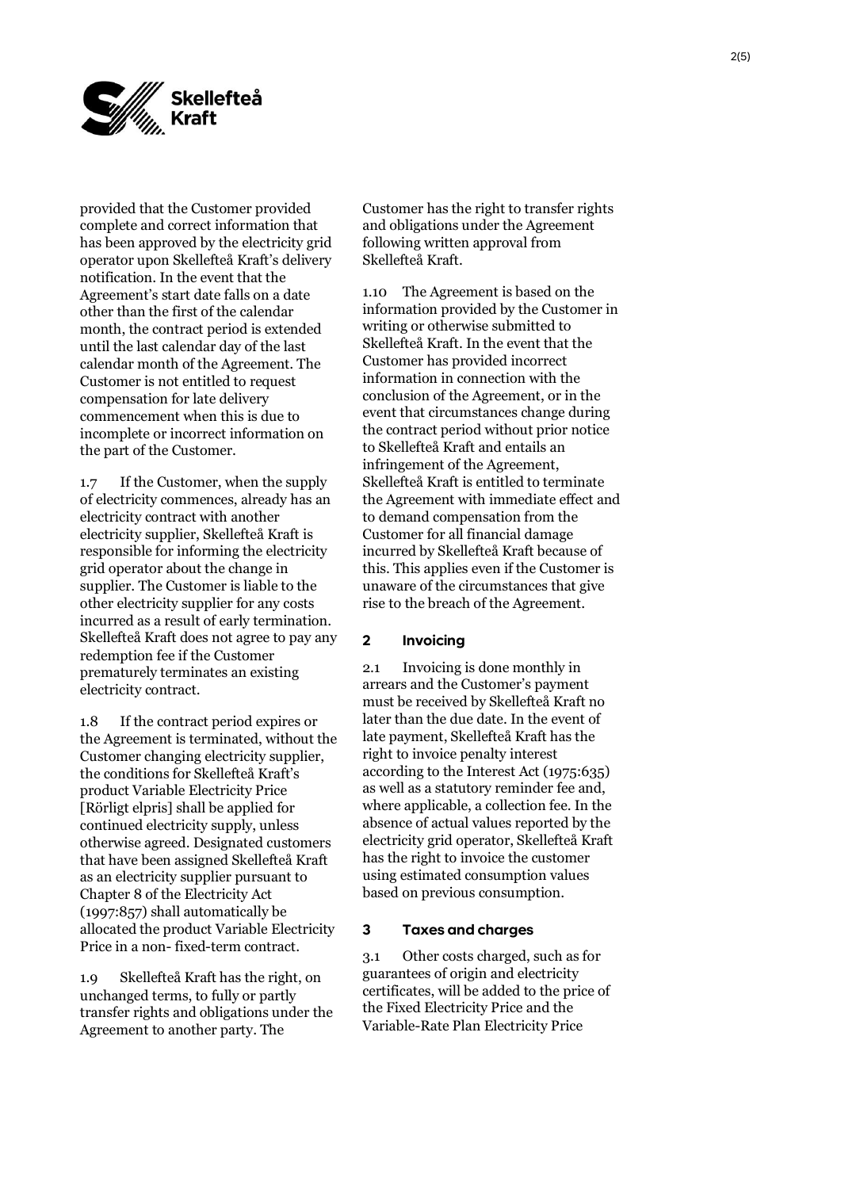provided that the Customer provided complete and correct information that has been approved by the electricity grid operator upon Skellefteå Kraft's delivery notification. In the event that the Agreement's start date falls on a date other than the first of the calendar month, the contract period is extended until the last calendar day of the last calendar month of the Agreement. The Customer is not entitled to request compensation for late delivery commencement when this is due to incomplete or incorrect information on the part of the Customer.

1.7 If the Customer, when the supply of electricity commences, already has an electricity contract with another electricity supplier, Skellefteå Kraft is responsible for informing the electricity grid operator about the change in supplier. The Customer is liable to the other electricity supplier for any costs incurred as a result of early termination. Skellefteå Kraft does not agree to pay any redemption fee if the Customer prematurely terminates an existing electricity contract.

1.8 If the contract period expires or the Agreement is terminated, without the Customer changing electricity supplier, the conditions for Skellefteå Kraft's product Variable Electricity Price [Rörligt elpris] shall be applied for continued electricity supply, unless otherwise agreed. Designated customers that have been assigned Skellefteå Kraft as an electricity supplier pursuant to Chapter 8 of the Electricity Act (1997:857) shall automatically be allocated the product Variable Electricity Price in a non- fixed-term contract.

1.9 Skellefteå Kraft has the right, on unchanged terms, to fully or partly transfer rights and obligations under the Agreement to another party. The Customer has the right to transfer rights and obligations under the Agreement following written approval from Skellefteå Kraft.

1.10 The Agreement is based on the information provided by the Customer in writing or otherwise submitted to Skellefteå Kraft. In the event that the Customer has provided incorrect information in connection with the conclusion of the Agreement, or in the event that circumstances change during the contract period without prior notice to Skellefteå Kraft and entails an infringement of the Agreement, Skellefteå Kraft is entitled to terminate the Agreement with immediate effect and to demand compensation from the Customer for all financial damage incurred by Skellefteå Kraft because of this. This applies even if the Customer is unaware of the circumstances that give rise to the breach of the Agreement.

## 2 Invoicing

2.1 Invoicing is done monthly in arrears and the Customer's payment must be received by Skellefteå Kraft no later than the due date. In the event of late payment, Skellefteå Kraft has the right to invoice penalty interest according to the Interest Act (1975:635) as well as a statutory reminder fee and, where applicable, a collection fee. In the absence of actual values reported by the electricity grid operator, Skellefteå Kraft has the right to invoice the customer using estimated consumption values based on previous consumption.

## 3 Taxes and charges

3.1 Other costs charged, such as for guarantees of origin and electricity certificates, will be added to the price of the Fixed Electricity Price and the Variable-Rate Plan Electricity Price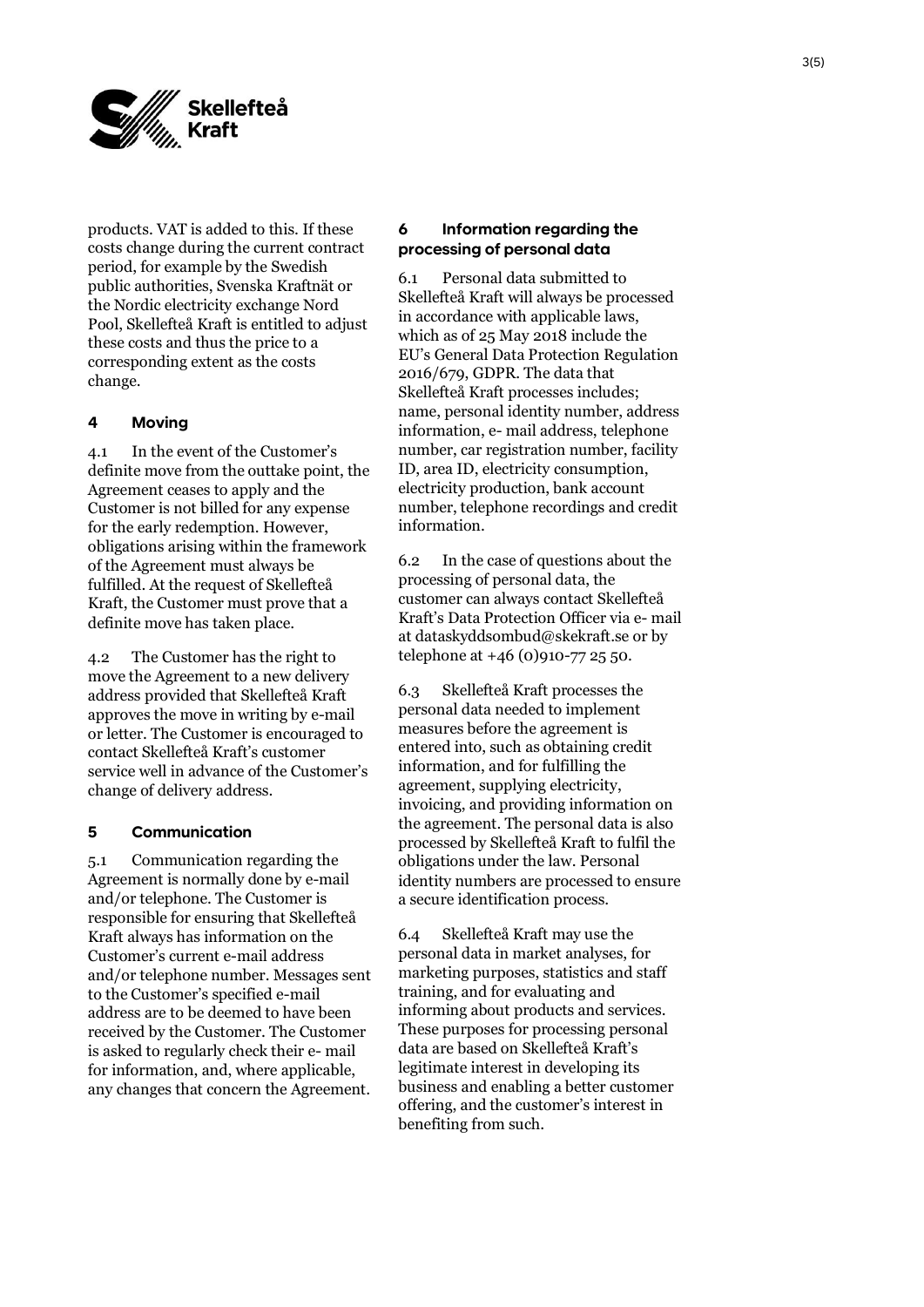products. VAT is added to this. If these costs change during the current contract period, for example by the Swedish public authorities, Svenska Kraftnät or the Nordic electricity exchange Nord Pool, Skellefteå Kraft is entitled to adjust these costs and thus the price to a corresponding extent as the costs change.

## 4 Moving

4.1 In the event of the Customer's definite move from the outtake point, the Agreement ceases to apply and the Customer is not billed for any expense for the early redemption. However, obligations arising within the framework of the Agreement must always be fulfilled. At the request of Skellefteå Kraft, the Customer must prove that a definite move has taken place.

4.2 The Customer has the right to move the Agreement to a new delivery address provided that Skellefteå Kraft approves the move in writing by e-mail or letter. The Customer is encouraged to contact Skellefteå Kraft's customer service well in advance of the Customer's change of delivery address.

## 5 Communication

5.1 Communication regarding the Agreement is normally done by e-mail and/or telephone. The Customer is responsible for ensuring that Skellefteå Kraft always has information on the Customer's current e-mail address and/or telephone number. Messages sent to the Customer's specified e-mail address are to be deemed to have been received by the Customer. The Customer is asked to regularly check their e- mail for information, and, where applicable, any changes that concern the Agreement.

## 6 Information regarding the processing of personal data

6.1 Personal data submitted to Skellefteå Kraft will always be processed in accordance with applicable laws, which as of 25 May 2018 include the EU's General Data Protection Regulation 2016/679, GDPR. The data that Skellefteå Kraft processes includes; name, personal identity number, address information, e- mail address, telephone number, car registration number, facility ID, area ID, electricity consumption, electricity production, bank account number, telephone recordings and credit information.

6.2 In the case of questions about the processing of personal data, the customer can always contact Skellefteå Kraft's Data Protection Officer via e- mail at dataskyddsombud@skekraft.se or by telephone at +46 (0)910-77 25 50.

6.3 Skellefteå Kraft processes the personal data needed to implement measures before the agreement is entered into, such as obtaining credit information, and for fulfilling the agreement, supplying electricity, invoicing, and providing information on the agreement. The personal data is also processed by Skellefteå Kraft to fulfil the obligations under the law. Personal identity numbers are processed to ensure a secure identification process.

6.4 Skellefteå Kraft may use the personal data in market analyses, for marketing purposes, statistics and staff training, and for evaluating and informing about products and services. These purposes for processing personal data are based on Skellefteå Kraft's legitimate interest in developing its business and enabling a better customer offering, and the customer's interest in benefiting from such.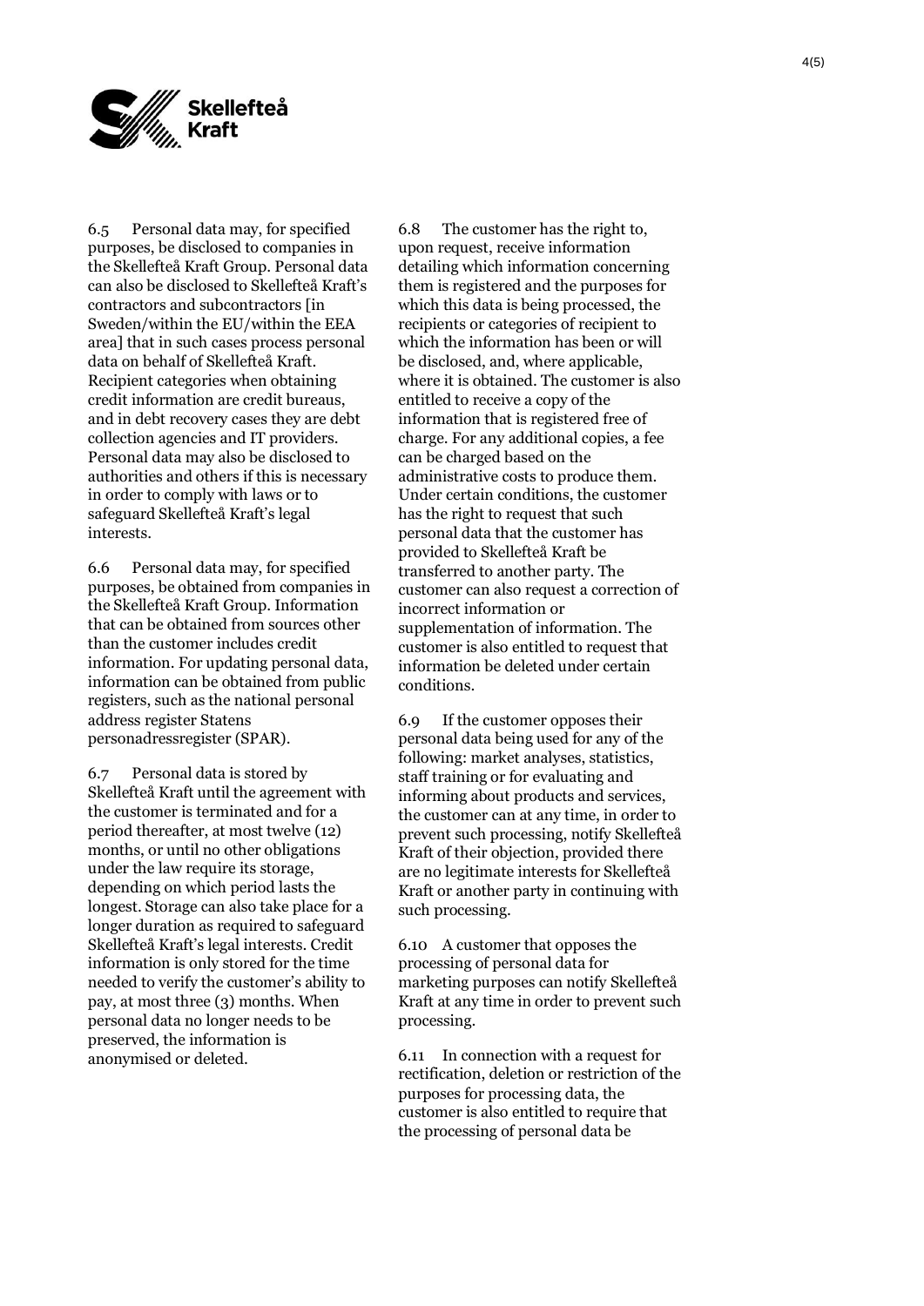6.5 Personal data may, for specified purposes, be disclosed to companies in the Skellefteå Kraft Group. Personal data can also be disclosed to Skellefteå Kraft's contractors and subcontractors [in Sweden/within the EU/within the EEA area] that in such cases process personal data on behalf of Skellefteå Kraft. Recipient categories when obtaining credit information are credit bureaus, and in debt recovery cases they are debt collection agencies and IT providers. Personal data may also be disclosed to authorities and others if this is necessary in order to comply with laws or to safeguard Skellefteå Kraft's legal interests.

6.6 Personal data may, for specified purposes, be obtained from companies in the Skellefteå Kraft Group. Information that can be obtained from sources other than the customer includes credit information. For updating personal data, information can be obtained from public registers, such as the national personal address register Statens personadressregister (SPAR).

6.7 Personal data is stored by Skellefteå Kraft until the agreement with the customer is terminated and for a period thereafter, at most twelve (12) months, or until no other obligations under the law require its storage, depending on which period lasts the longest. Storage can also take place for a longer duration as required to safeguard Skellefteå Kraft's legal interests. Credit information is only stored for the time needed to verify the customer's ability to pay, at most three (3) months. When personal data no longer needs to be preserved, the information is anonymised or deleted.

6.8 The customer has the right to, upon request, receive information detailing which information concerning them is registered and the purposes for which this data is being processed, the recipients or categories of recipient to which the information has been or will be disclosed, and, where applicable, where it is obtained. The customer is also entitled to receive a copy of the information that is registered free of charge. For any additional copies, a fee can be charged based on the administrative costs to produce them. Under certain conditions, the customer has the right to request that such personal data that the customer has provided to Skellefteå Kraft be transferred to another party. The customer can also request a correction of incorrect information or supplementation of information. The customer is also entitled to request that information be deleted under certain conditions.

6.9 If the customer opposes their personal data being used for any of the following: market analyses, statistics, staff training or for evaluating and informing about products and services, the customer can at any time, in order to prevent such processing, notify Skellefteå Kraft of their objection, provided there are no legitimate interests for Skellefteå Kraft or another party in continuing with such processing.

6.10 A customer that opposes the processing of personal data for marketing purposes can notify Skellefteå Kraft at any time in order to prevent such processing.

6.11 In connection with a request for rectification, deletion or restriction of the purposes for processing data, the customer is also entitled to require that the processing of personal data be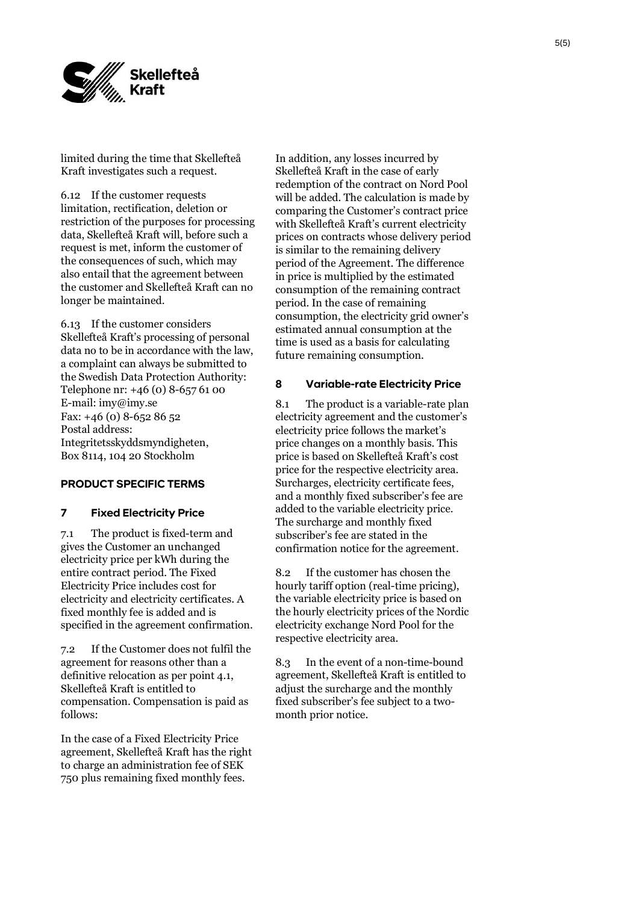limited during the time that Skellefteå Kraft investigates such a request.

6.12 If the customer requests limitation, rectification, deletion or restriction of the purposes for processing data, Skellefteå Kraft will, before such a request is met, inform the customer of the consequences of such, which may also entail that the agreement between the customer and Skellefteå Kraft can no longer be maintained.

6.13 If the customer considers Skellefteå Kraft's processing of personal data no to be in accordance with the law, a complaint can always be submitted to the Swedish Data Protection Authority:
Telephone nr: +46 (0) 8-657 61 00
E-mail: imy@imy.se
Fax: +46 (0) 8-652 86 52
Postal address:
Integritetsskyddsmyndigheten,
Box 8114, 104 20 Stockholm

## PRODUCT SPECIFIC TERMS

### 7 Fixed Electricity Price

7.1 The product is fixed-term and gives the Customer an unchanged electricity price per kWh during the entire contract period. The Fixed Electricity Price includes cost for electricity and electricity certificates. A fixed monthly fee is added and is specified in the agreement confirmation.

7.2 If the Customer does not fulfil the agreement for reasons other than a definitive relocation as per point 4.1, Skellefteå Kraft is entitled to compensation. Compensation is paid as follows:

In the case of a Fixed Electricity Price agreement, Skellefteå Kraft has the right to charge an administration fee of SEK 750 plus remaining fixed monthly fees.

In addition, any losses incurred by Skellefteå Kraft in the case of early redemption of the contract on Nord Pool will be added. The calculation is made by comparing the Customer's contract price with Skellefteå Kraft's current electricity prices on contracts whose delivery period is similar to the remaining delivery period of the Agreement. The difference in price is multiplied by the estimated consumption of the remaining contract period. In the case of remaining consumption, the electricity grid owner's estimated annual consumption at the time is used as a basis for calculating future remaining consumption.

### 8 Variable-rate Electricity Price

8.1 The product is a variable-rate plan electricity agreement and the customer's electricity price follows the market's price changes on a monthly basis. This price is based on Skellefteå Kraft's cost price for the respective electricity area. Surcharges, electricity certificate fees, and a monthly fixed subscriber's fee are added to the variable electricity price. The surcharge and monthly fixed subscriber's fee are stated in the confirmation notice for the agreement.

8.2 If the customer has chosen the hourly tariff option (real-time pricing), the variable electricity price is based on the hourly electricity prices of the Nordic electricity exchange Nord Pool for the respective electricity area.

8.3 In the event of a non-time-bound agreement, Skellefteå Kraft is entitled to adjust the surcharge and the monthly fixed subscriber's fee subject to a two-month prior notice.